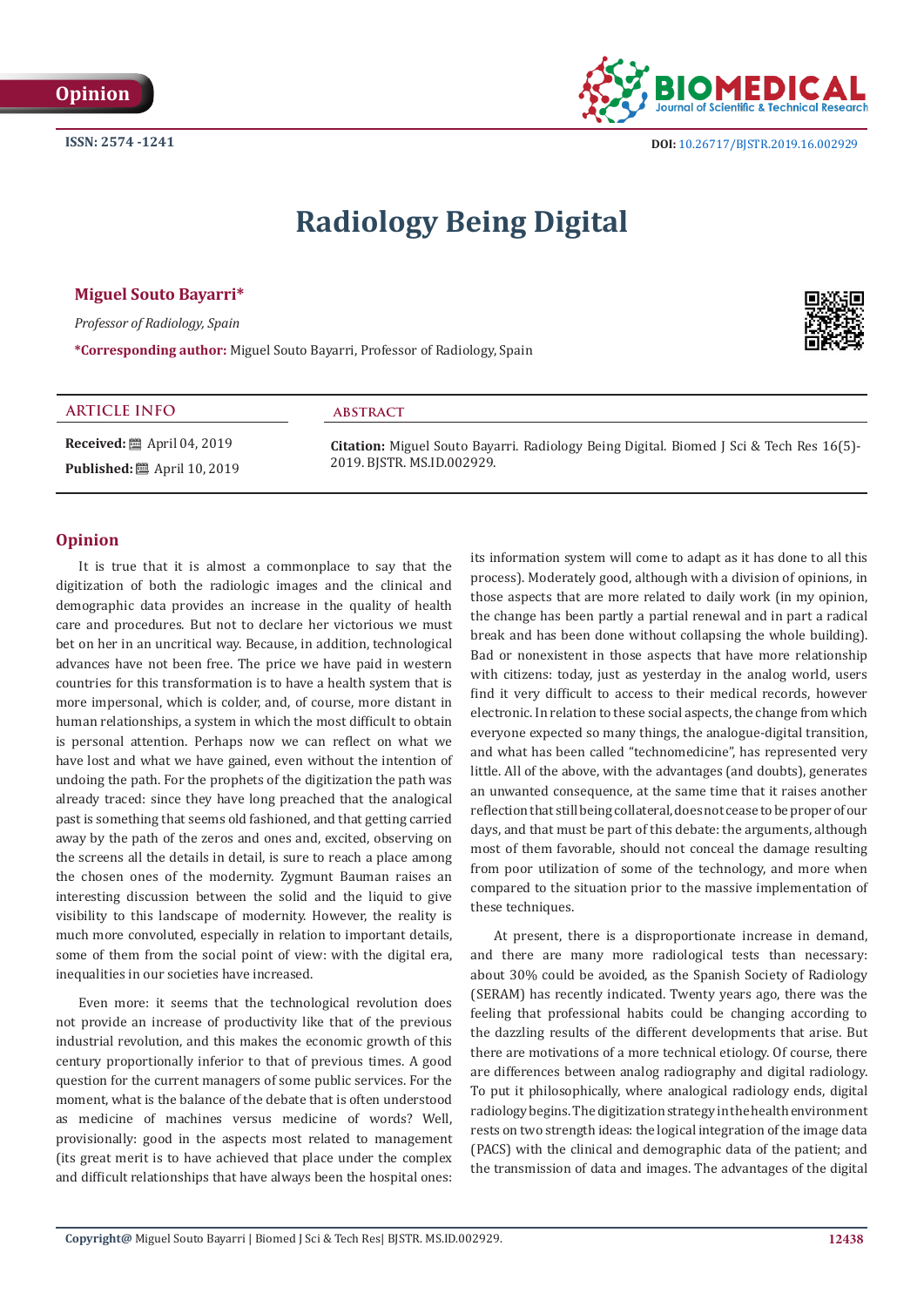Opinion

ISSN: 2574 -1241

DOI: 10.26717/BJSTR.2019.16.002929

# Radiology Being Digital

**Miguel Souto Bayarri***

*Professor of Radiology, Spain*

***Corresponding author:** Miguel Souto Bayarri, Professor of Radiology, Spain

**ARTICLE INFO**

**Received:** April 04, 2019

**Published:** April 10, 2019

**ABSTRACT**

**Citation:** Miguel Souto Bayarri. Radiology Being Digital. Biomed J Sci & Tech Res 16(5)-2019. BJSTR. MS.ID.002929.

## Opinion

It is true that it is almost a commonplace to say that the digitization of both the radiologic images and the clinical and demographic data provides an increase in the quality of health care and procedures. But not to declare her victorious we must bet on her in an uncritical way. Because, in addition, technological advances have not been free. The price we have paid in western countries for this transformation is to have a health system that is more impersonal, which is colder, and, of course, more distant in human relationships, a system in which the most difficult to obtain is personal attention. Perhaps now we can reflect on what we have lost and what we have gained, even without the intention of undoing the path. For the prophets of the digitization the path was already traced: since they have long preached that the analogical past is something that seems old fashioned, and that getting carried away by the path of the zeros and ones and, excited, observing on the screens all the details in detail, is sure to reach a place among the chosen ones of the modernity. Zygmunt Bauman raises an interesting discussion between the solid and the liquid to give visibility to this landscape of modernity. However, the reality is much more convoluted, especially in relation to important details, some of them from the social point of view: with the digital era, inequalities in our societies have increased.

Even more: it seems that the technological revolution does not provide an increase of productivity like that of the previous industrial revolution, and this makes the economic growth of this century proportionally inferior to that of previous times. A good question for the current managers of some public services. For the moment, what is the balance of the debate that is often understood as medicine of machines versus medicine of words? Well, provisionally: good in the aspects most related to management (its great merit is to have achieved that place under the complex and difficult relationships that have always been the hospital ones: its information system will come to adapt as it has done to all this process). Moderately good, although with a division of opinions, in those aspects that are more related to daily work (in my opinion, the change has been partly a partial renewal and in part a radical break and has been done without collapsing the whole building). Bad or nonexistent in those aspects that have more relationship with citizens: today, just as yesterday in the analog world, users find it very difficult to access to their medical records, however electronic. In relation to these social aspects, the change from which everyone expected so many things, the analogue-digital transition, and what has been called "technomedicine", has represented very little. All of the above, with the advantages (and doubts), generates an unwanted consequence, at the same time that it raises another reflection that still being collateral, does not cease to be proper of our days, and that must be part of this debate: the arguments, although most of them favorable, should not conceal the damage resulting from poor utilization of some of the technology, and more when compared to the situation prior to the massive implementation of these techniques.

At present, there is a disproportionate increase in demand, and there are many more radiological tests than necessary: about 30% could be avoided, as the Spanish Society of Radiology (SERAM) has recently indicated. Twenty years ago, there was the feeling that professional habits could be changing according to the dazzling results of the different developments that arise. But there are motivations of a more technical etiology. Of course, there are differences between analog radiography and digital radiology. To put it philosophically, where analogical radiology ends, digital radiology begins. The digitization strategy in the health environment rests on two strength ideas: the logical integration of the image data (PACS) with the clinical and demographic data of the patient; and the transmission of data and images. The advantages of the digital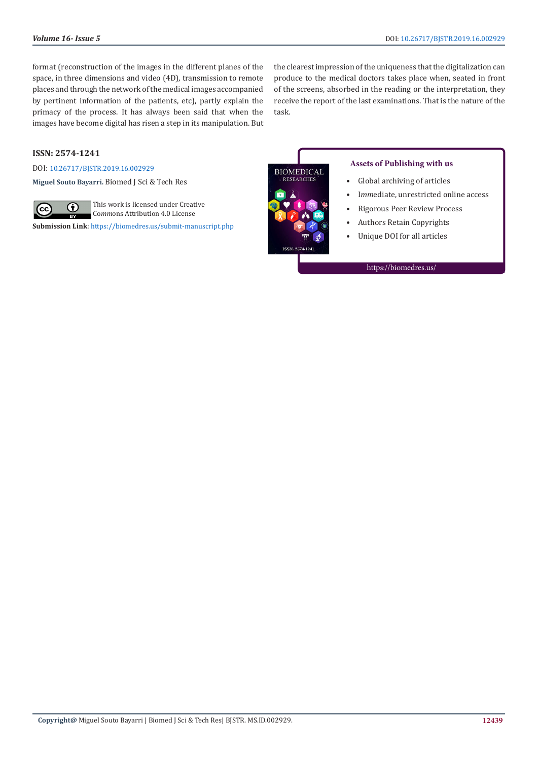format (reconstruction of the images in the different planes of the space, in three dimensions and video (4D), transmission to remote places and through the network of the medical images accompanied by pertinent information of the patients, etc), partly explain the primacy of the process. It has always been said that when the images have become digital has risen a step in its manipulation. But the clearest impression of the uniqueness that the digitalization can produce to the medical doctors takes place when, seated in front of the screens, absorbed in the reading or the interpretation, they receive the report of the last examinations. That is the nature of the task.

**ISSN: 2574-1241**

DOI: 10.26717/BJSTR.2019.16.002929

**Miguel Souto Bayarri**. Biomed J Sci & Tech Res

This work is licensed under Creative Commons Attribution 4.0 License

**Submission Link**: https://biomedres.us/submit-manuscript.php

BIOMEDICAL RESEARCHES

ISSN: 2574-1241

**Assets of Publishing with us**

- Global archiving of articles
- Immediate, unrestricted online access
- Rigorous Peer Review Process
- Authors Retain Copyrights
- Unique DOI for all articles

https://biomedres.us/